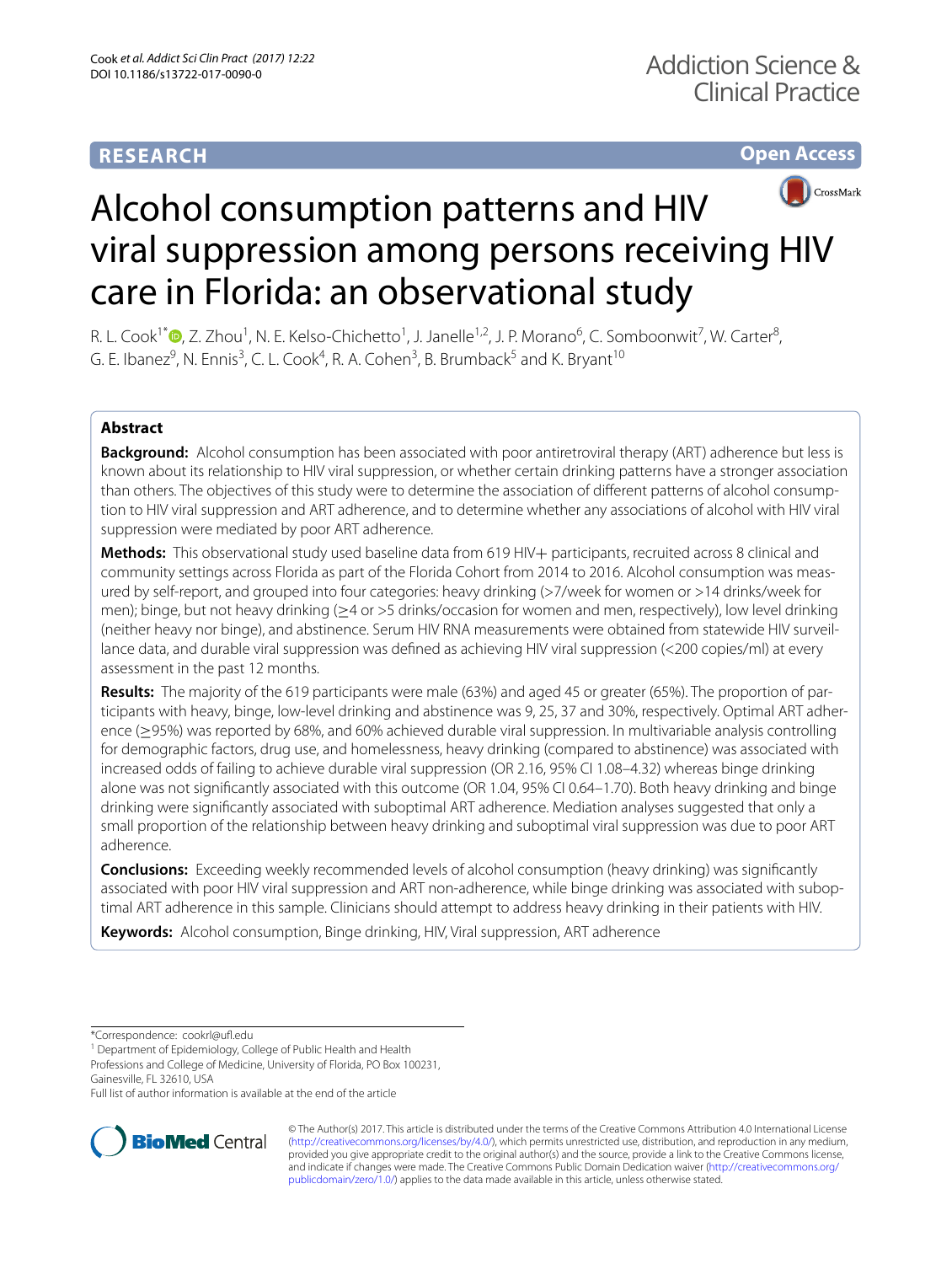RESEARCH

Open Access

# Alcohol consumption patterns and HIV viral suppression among persons receiving HIV care in Florida: an observational study

R. L. Cook[1*], Z. Zhou[1], N. E. Kelso-Chichetto[1], J. Janelle[1,2], J. P. Morano[6], C. Somboonwit[7], W. Carter[8], G. E. Ibanez[9], N. Ennis[3], C. L. Cook[4], R. A. Cohen[3], B. Brumback[5] and K. Bryant[10]

## Abstract

**Background:** Alcohol consumption has been associated with poor antiretroviral therapy (ART) adherence but less is known about its relationship to HIV viral suppression, or whether certain drinking patterns have a stronger association than others. The objectives of this study were to determine the association of different patterns of alcohol consumption to HIV viral suppression and ART adherence, and to determine whether any associations of alcohol with HIV viral suppression were mediated by poor ART adherence.

**Methods:** This observational study used baseline data from 619 HIV+ participants, recruited across 8 clinical and community settings across Florida as part of the Florida Cohort from 2014 to 2016. Alcohol consumption was measured by self-report, and grouped into four categories: heavy drinking (>7/week for women or >14 drinks/week for men); binge, but not heavy drinking (≥4 or >5 drinks/occasion for women and men, respectively), low level drinking (neither heavy nor binge), and abstinence. Serum HIV RNA measurements were obtained from statewide HIV surveillance data, and durable viral suppression was defined as achieving HIV viral suppression (<200 copies/ml) at every assessment in the past 12 months.

**Results:** The majority of the 619 participants were male (63%) and aged 45 or greater (65%). The proportion of participants with heavy, binge, low-level drinking and abstinence was 9, 25, 37 and 30%, respectively. Optimal ART adherence (≥95%) was reported by 68%, and 60% achieved durable viral suppression. In multivariable analysis controlling for demographic factors, drug use, and homelessness, heavy drinking (compared to abstinence) was associated with increased odds of failing to achieve durable viral suppression (OR 2.16, 95% CI 1.08–4.32) whereas binge drinking alone was not significantly associated with this outcome (OR 1.04, 95% CI 0.64–1.70). Both heavy drinking and binge drinking were significantly associated with suboptimal ART adherence. Mediation analyses suggested that only a small proportion of the relationship between heavy drinking and suboptimal viral suppression was due to poor ART adherence.

**Conclusions:** Exceeding weekly recommended levels of alcohol consumption (heavy drinking) was significantly associated with poor HIV viral suppression and ART non-adherence, while binge drinking was associated with suboptimal ART adherence in this sample. Clinicians should attempt to address heavy drinking in their patients with HIV.

**Keywords:** Alcohol consumption, Binge drinking, HIV, Viral suppression, ART adherence

*Correspondence: cookrl@ufl.edu

[1] Department of Epidemiology, College of Public Health and Health Professions and College of Medicine, University of Florida, PO Box 100231, Gainesville, FL 32610, USA

Full list of author information is available at the end of the article

© The Author(s) 2017. This article is distributed under the terms of the Creative Commons Attribution 4.0 International License (http://creativecommons.org/licenses/by/4.0/), which permits unrestricted use, distribution, and reproduction in any medium, provided you give appropriate credit to the original author(s) and the source, provide a link to the Creative Commons license, and indicate if changes were made. The Creative Commons Public Domain Dedication waiver (http://creativecommons.org/publicdomain/zero/1.0/) applies to the data made available in this article, unless otherwise stated.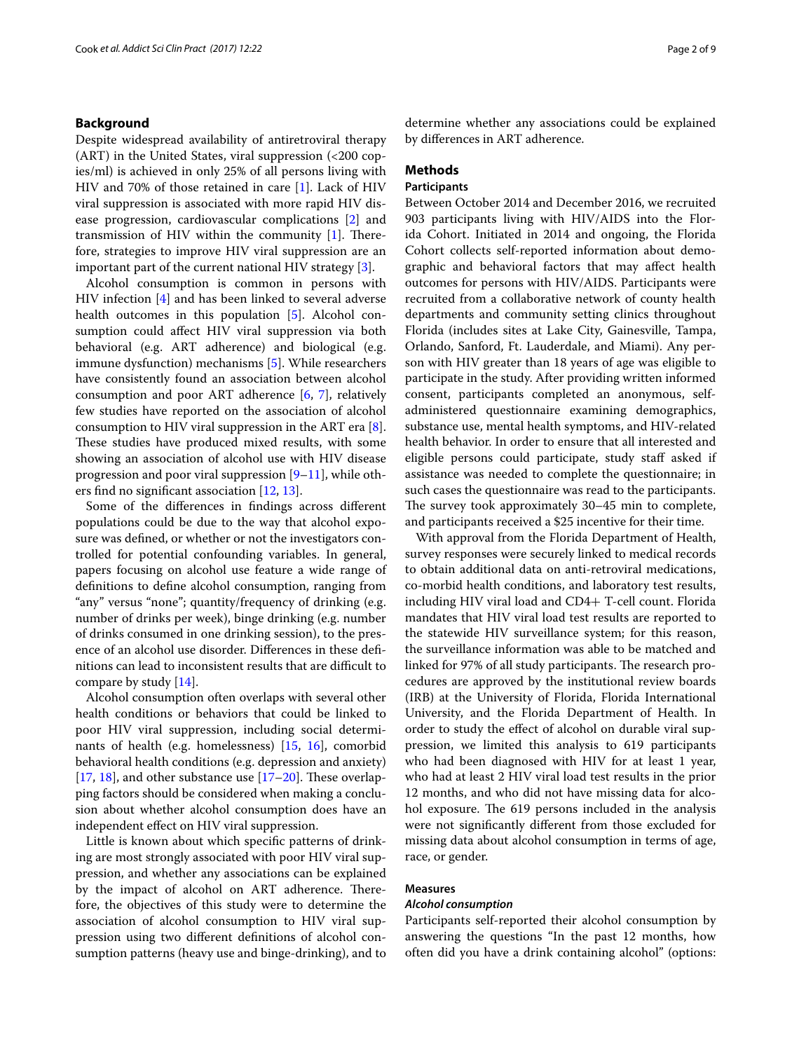## Background

Despite widespread availability of antiretroviral therapy (ART) in the United States, viral suppression (<200 copies/ml) is achieved in only 25% of all persons living with HIV and 70% of those retained in care [1]. Lack of HIV viral suppression is associated with more rapid HIV disease progression, cardiovascular complications [2] and transmission of HIV within the community [1]. Therefore, strategies to improve HIV viral suppression are an important part of the current national HIV strategy [3].

Alcohol consumption is common in persons with HIV infection [4] and has been linked to several adverse health outcomes in this population [5]. Alcohol consumption could affect HIV viral suppression via both behavioral (e.g. ART adherence) and biological (e.g. immune dysfunction) mechanisms [5]. While researchers have consistently found an association between alcohol consumption and poor ART adherence [6, 7], relatively few studies have reported on the association of alcohol consumption to HIV viral suppression in the ART era [8]. These studies have produced mixed results, with some showing an association of alcohol use with HIV disease progression and poor viral suppression [9–11], while others find no significant association [12, 13].

Some of the differences in findings across different populations could be due to the way that alcohol exposure was defined, or whether or not the investigators controlled for potential confounding variables. In general, papers focusing on alcohol use feature a wide range of definitions to define alcohol consumption, ranging from "any" versus "none"; quantity/frequency of drinking (e.g. number of drinks per week), binge drinking (e.g. number of drinks consumed in one drinking session), to the presence of an alcohol use disorder. Differences in these definitions can lead to inconsistent results that are difficult to compare by study [14].

Alcohol consumption often overlaps with several other health conditions or behaviors that could be linked to poor HIV viral suppression, including social determinants of health (e.g. homelessness) [15, 16], comorbid behavioral health conditions (e.g. depression and anxiety) [17, 18], and other substance use [17–20]. These overlapping factors should be considered when making a conclusion about whether alcohol consumption does have an independent effect on HIV viral suppression.

Little is known about which specific patterns of drinking are most strongly associated with poor HIV viral suppression, and whether any associations can be explained by the impact of alcohol on ART adherence. Therefore, the objectives of this study were to determine the association of alcohol consumption to HIV viral suppression using two different definitions of alcohol consumption patterns (heavy use and binge-drinking), and to determine whether any associations could be explained by differences in ART adherence.

## Methods

### Participants

Between October 2014 and December 2016, we recruited 903 participants living with HIV/AIDS into the Florida Cohort. Initiated in 2014 and ongoing, the Florida Cohort collects self-reported information about demographic and behavioral factors that may affect health outcomes for persons with HIV/AIDS. Participants were recruited from a collaborative network of county health departments and community setting clinics throughout Florida (includes sites at Lake City, Gainesville, Tampa, Orlando, Sanford, Ft. Lauderdale, and Miami). Any person with HIV greater than 18 years of age was eligible to participate in the study. After providing written informed consent, participants completed an anonymous, self-administered questionnaire examining demographics, substance use, mental health symptoms, and HIV-related health behavior. In order to ensure that all interested and eligible persons could participate, study staff asked if assistance was needed to complete the questionnaire; in such cases the questionnaire was read to the participants. The survey took approximately 30–45 min to complete, and participants received a $25 incentive for their time.

With approval from the Florida Department of Health, survey responses were securely linked to medical records to obtain additional data on anti-retroviral medications, co-morbid health conditions, and laboratory test results, including HIV viral load and CD4+ T-cell count. Florida mandates that HIV viral load test results are reported to the statewide HIV surveillance system; for this reason, the surveillance information was able to be matched and linked for 97% of all study participants. The research procedures are approved by the institutional review boards (IRB) at the University of Florida, Florida International University, and the Florida Department of Health. In order to study the effect of alcohol on durable viral suppression, we limited this analysis to 619 participants who had been diagnosed with HIV for at least 1 year, who had at least 2 HIV viral load test results in the prior 12 months, and who did not have missing data for alcohol exposure. The 619 persons included in the analysis were not significantly different from those excluded for missing data about alcohol consumption in terms of age, race, or gender.

### Measures

#### *Alcohol consumption*

Participants self-reported their alcohol consumption by answering the questions "In the past 12 months, how often did you have a drink containing alcohol" (options: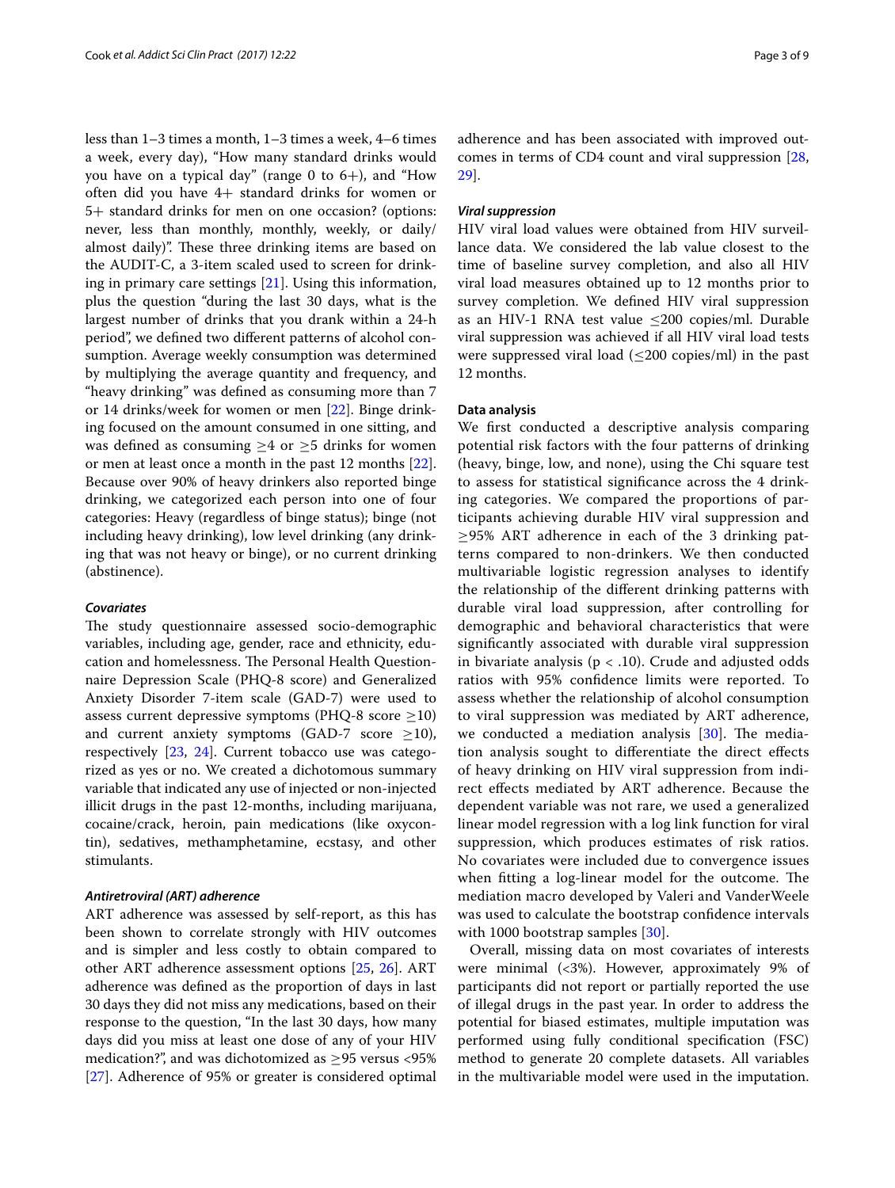less than 1–3 times a month, 1–3 times a week, 4–6 times a week, every day), "How many standard drinks would you have on a typical day" (range 0 to 6+), and "How often did you have 4+ standard drinks for women or 5+ standard drinks for men on one occasion? (options: never, less than monthly, monthly, weekly, or daily/almost daily)". These three drinking items are based on the AUDIT-C, a 3-item scaled used to screen for drinking in primary care settings [21]. Using this information, plus the question "during the last 30 days, what is the largest number of drinks that you drank within a 24-h period", we defined two different patterns of alcohol consumption. Average weekly consumption was determined by multiplying the average quantity and frequency, and "heavy drinking" was defined as consuming more than 7 or 14 drinks/week for women or men [22]. Binge drinking focused on the amount consumed in one sitting, and was defined as consuming ≥4 or ≥5 drinks for women or men at least once a month in the past 12 months [22]. Because over 90% of heavy drinkers also reported binge drinking, we categorized each person into one of four categories: Heavy (regardless of binge status); binge (not including heavy drinking), low level drinking (any drinking that was not heavy or binge), or no current drinking (abstinence).

### *Covariates*

The study questionnaire assessed socio-demographic variables, including age, gender, race and ethnicity, education and homelessness. The Personal Health Questionnaire Depression Scale (PHQ-8 score) and Generalized Anxiety Disorder 7-item scale (GAD-7) were used to assess current depressive symptoms (PHQ-8 score ≥10) and current anxiety symptoms (GAD-7 score ≥10), respectively [23, 24]. Current tobacco use was categorized as yes or no. We created a dichotomous summary variable that indicated any use of injected or non-injected illicit drugs in the past 12-months, including marijuana, cocaine/crack, heroin, pain medications (like oxycontin), sedatives, methamphetamine, ecstasy, and other stimulants.

### *Antiretroviral (ART) adherence*

ART adherence was assessed by self-report, as this has been shown to correlate strongly with HIV outcomes and is simpler and less costly to obtain compared to other ART adherence assessment options [25, 26]. ART adherence was defined as the proportion of days in last 30 days they did not miss any medications, based on their response to the question, "In the last 30 days, how many days did you miss at least one dose of any of your HIV medication?", and was dichotomized as ≥95 versus <95% [27]. Adherence of 95% or greater is considered optimal adherence and has been associated with improved outcomes in terms of CD4 count and viral suppression [28, 29].

### *Viral suppression*

HIV viral load values were obtained from HIV surveillance data. We considered the lab value closest to the time of baseline survey completion, and also all HIV viral load measures obtained up to 12 months prior to survey completion. We defined HIV viral suppression as an HIV-1 RNA test value ≤200 copies/ml. Durable viral suppression was achieved if all HIV viral load tests were suppressed viral load (≤200 copies/ml) in the past 12 months.

### Data analysis

We first conducted a descriptive analysis comparing potential risk factors with the four patterns of drinking (heavy, binge, low, and none), using the Chi square test to assess for statistical significance across the 4 drinking categories. We compared the proportions of participants achieving durable HIV viral suppression and ≥95% ART adherence in each of the 3 drinking patterns compared to non-drinkers. We then conducted multivariable logistic regression analyses to identify the relationship of the different drinking patterns with durable viral load suppression, after controlling for demographic and behavioral characteristics that were significantly associated with durable viral suppression in bivariate analysis ($p < .10$). Crude and adjusted odds ratios with 95% confidence limits were reported. To assess whether the relationship of alcohol consumption to viral suppression was mediated by ART adherence, we conducted a mediation analysis [30]. The mediation analysis sought to differentiate the direct effects of heavy drinking on HIV viral suppression from indirect effects mediated by ART adherence. Because the dependent variable was not rare, we used a generalized linear model regression with a log link function for viral suppression, which produces estimates of risk ratios. No covariates were included due to convergence issues when fitting a log-linear model for the outcome. The mediation macro developed by Valeri and VanderWeele was used to calculate the bootstrap confidence intervals with 1000 bootstrap samples [30].

Overall, missing data on most covariates of interests were minimal (<3%). However, approximately 9% of participants did not report or partially reported the use of illegal drugs in the past year. In order to address the potential for biased estimates, multiple imputation was performed using fully conditional specification (FSC) method to generate 20 complete datasets. All variables in the multivariable model were used in the imputation.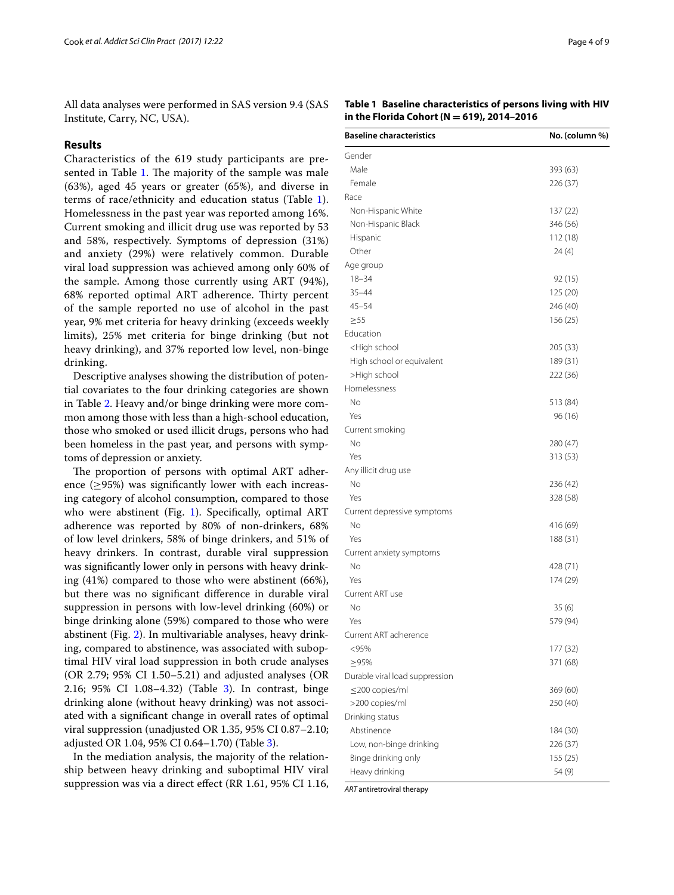All data analyses were performed in SAS version 9.4 (SAS Institute, Carry, NC, USA).

## Results

Characteristics of the 619 study participants are presented in Table 1. The majority of the sample was male (63%), aged 45 years or greater (65%), and diverse in terms of race/ethnicity and education status (Table 1). Homelessness in the past year was reported among 16%. Current smoking and illicit drug use was reported by 53 and 58%, respectively. Symptoms of depression (31%) and anxiety (29%) were relatively common. Durable viral load suppression was achieved among only 60% of the sample. Among those currently using ART (94%), 68% reported optimal ART adherence. Thirty percent of the sample reported no use of alcohol in the past year, 9% met criteria for heavy drinking (exceeds weekly limits), 25% met criteria for binge drinking (but not heavy drinking), and 37% reported low level, non-binge drinking.

Descriptive analyses showing the distribution of potential covariates to the four drinking categories are shown in Table 2. Heavy and/or binge drinking were more common among those with less than a high-school education, those who smoked or used illicit drugs, persons who had been homeless in the past year, and persons with symptoms of depression or anxiety.

The proportion of persons with optimal ART adherence (≥95%) was significantly lower with each increasing category of alcohol consumption, compared to those who were abstinent (Fig. 1). Specifically, optimal ART adherence was reported by 80% of non-drinkers, 68% of low level drinkers, 58% of binge drinkers, and 51% of heavy drinkers. In contrast, durable viral suppression was significantly lower only in persons with heavy drinking (41%) compared to those who were abstinent (66%), but there was no significant difference in durable viral suppression in persons with low-level drinking (60%) or binge drinking alone (59%) compared to those who were abstinent (Fig. 2). In multivariable analyses, heavy drinking, compared to abstinence, was associated with suboptimal HIV viral load suppression in both crude analyses (OR 2.79; 95% CI 1.50–5.21) and adjusted analyses (OR 2.16; 95% CI 1.08–4.32) (Table 3). In contrast, binge drinking alone (without heavy drinking) was not associated with a significant change in overall rates of optimal viral suppression (unadjusted OR 1.35, 95% CI 0.87–2.10; adjusted OR 1.04, 95% CI 0.64–1.70) (Table 3).

In the mediation analysis, the majority of the relationship between heavy drinking and suboptimal HIV viral suppression was via a direct effect (RR 1.61, 95% CI 1.16,

**Table 1 Baseline characteristics of persons living with HIV in the Florida Cohort (N = 619), 2014–2016**

| Baseline characteristics | No. (column %) |
|---|---|
| Gender | |
| Male | 393 (63) |
| Female | 226 (37) |
| Race | |
| Non-Hispanic White | 137 (22) |
| Non-Hispanic Black | 346 (56) |
| Hispanic | 112 (18) |
| Other | 24 (4) |
| Age group | |
| 18–34 | 92 (15) |
| 35–44 | 125 (20) |
| 45–54 | 246 (40) |
| ≥55 | 156 (25) |
| Education | |
| <High school | 205 (33) |
| High school or equivalent | 189 (31) |
| >High school | 222 (36) |
| Homelessness | |
| No | 513 (84) |
| Yes | 96 (16) |
| Current smoking | |
| No | 280 (47) |
| Yes | 313 (53) |
| Any illicit drug use | |
| No | 236 (42) |
| Yes | 328 (58) |
| Current depressive symptoms | |
| No | 416 (69) |
| Yes | 188 (31) |
| Current anxiety symptoms | |
| No | 428 (71) |
| Yes | 174 (29) |
| Current ART use | |
| No | 35 (6) |
| Yes | 579 (94) |
| Current ART adherence | |
| <95% | 177 (32) |
| ≥95% | 371 (68) |
| Durable viral load suppression | |
| ≤200 copies/ml | 369 (60) |
| >200 copies/ml | 250 (40) |
| Drinking status | |
| Abstinence | 184 (30) |
| Low, non-binge drinking | 226 (37) |
| Binge drinking only | 155 (25) |
| Heavy drinking | 54 (9) |

*ART* antiretroviral therapy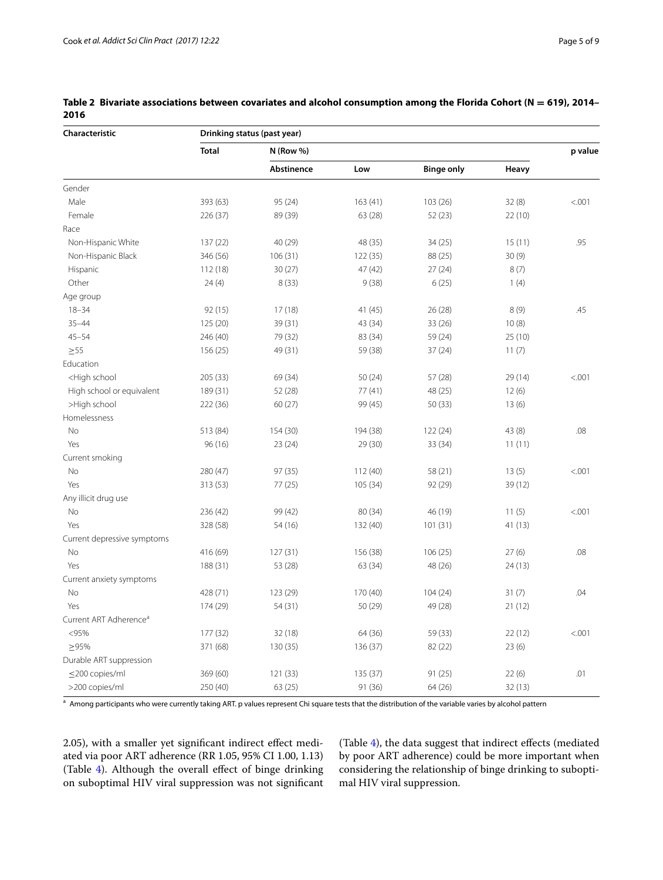**Table 2 Bivariate associations between covariates and alcohol consumption among the Florida Cohort (N = 619), 2014–2016**

| Characteristic | Drinking status (past year) | | | | | |
|---|---|---|---|---|---|---|
| | Total | N (Row %) | | | | p value |
| | | Abstinence | Low | Binge only | Heavy | |
| Gender | | | | | | |
| Male | 393 (63) | 95 (24) | 163 (41) | 103 (26) | 32 (8) | <.001 |
| Female | 226 (37) | 89 (39) | 63 (28) | 52 (23) | 22 (10) | |
| Race | | | | | | |
| Non-Hispanic White | 137 (22) | 40 (29) | 48 (35) | 34 (25) | 15 (11) | .95 |
| Non-Hispanic Black | 346 (56) | 106 (31) | 122 (35) | 88 (25) | 30 (9) | |
| Hispanic | 112 (18) | 30 (27) | 47 (42) | 27 (24) | 8 (7) | |
| Other | 24 (4) | 8 (33) | 9 (38) | 6 (25) | 1 (4) | |
| Age group | | | | | | |
| 18–34 | 92 (15) | 17 (18) | 41 (45) | 26 (28) | 8 (9) | .45 |
| 35–44 | 125 (20) | 39 (31) | 43 (34) | 33 (26) | 10 (8) | |
| 45–54 | 246 (40) | 79 (32) | 83 (34) | 59 (24) | 25 (10) | |
| ≥55 | 156 (25) | 49 (31) | 59 (38) | 37 (24) | 11 (7) | |
| Education | | | | | | |
| <High school | 205 (33) | 69 (34) | 50 (24) | 57 (28) | 29 (14) | <.001 |
| High school or equivalent | 189 (31) | 52 (28) | 77 (41) | 48 (25) | 12 (6) | |
| >High school | 222 (36) | 60 (27) | 99 (45) | 50 (33) | 13 (6) | |
| Homelessness | | | | | | |
| No | 513 (84) | 154 (30) | 194 (38) | 122 (24) | 43 (8) | .08 |
| Yes | 96 (16) | 23 (24) | 29 (30) | 33 (34) | 11 (11) | |
| Current smoking | | | | | | |
| No | 280 (47) | 97 (35) | 112 (40) | 58 (21) | 13 (5) | <.001 |
| Yes | 313 (53) | 77 (25) | 105 (34) | 92 (29) | 39 (12) | |
| Any illicit drug use | | | | | | |
| No | 236 (42) | 99 (42) | 80 (34) | 46 (19) | 11 (5) | <.001 |
| Yes | 328 (58) | 54 (16) | 132 (40) | 101 (31) | 41 (13) | |
| Current depressive symptoms | | | | | | |
| No | 416 (69) | 127 (31) | 156 (38) | 106 (25) | 27 (6) | .08 |
| Yes | 188 (31) | 53 (28) | 63 (34) | 48 (26) | 24 (13) | |
| Current anxiety symptoms | | | | | | |
| No | 428 (71) | 123 (29) | 170 (40) | 104 (24) | 31 (7) | .04 |
| Yes | 174 (29) | 54 (31) | 50 (29) | 49 (28) | 21 (12) | |
| Current ART Adherence[a] | | | | | | |
| <95% | 177 (32) | 32 (18) | 64 (36) | 59 (33) | 22 (12) | <.001 |
| ≥95% | 371 (68) | 130 (35) | 136 (37) | 82 (22) | 23 (6) | |
| Durable ART suppression | | | | | | |
| ≤200 copies/ml | 369 (60) | 121 (33) | 135 (37) | 91 (25) | 22 (6) | .01 |
| >200 copies/ml | 250 (40) | 63 (25) | 91 (36) | 64 (26) | 32 (13) | |

[a] Among participants who were currently taking ART. p values represent Chi square tests that the distribution of the variable varies by alcohol pattern

2.05), with a smaller yet significant indirect effect mediated via poor ART adherence (RR 1.05, 95% CI 1.00, 1.13) (Table 4). Although the overall effect of binge drinking on suboptimal HIV viral suppression was not significant (Table 4), the data suggest that indirect effects (mediated by poor ART adherence) could be more important when considering the relationship of binge drinking to suboptimal HIV viral suppression.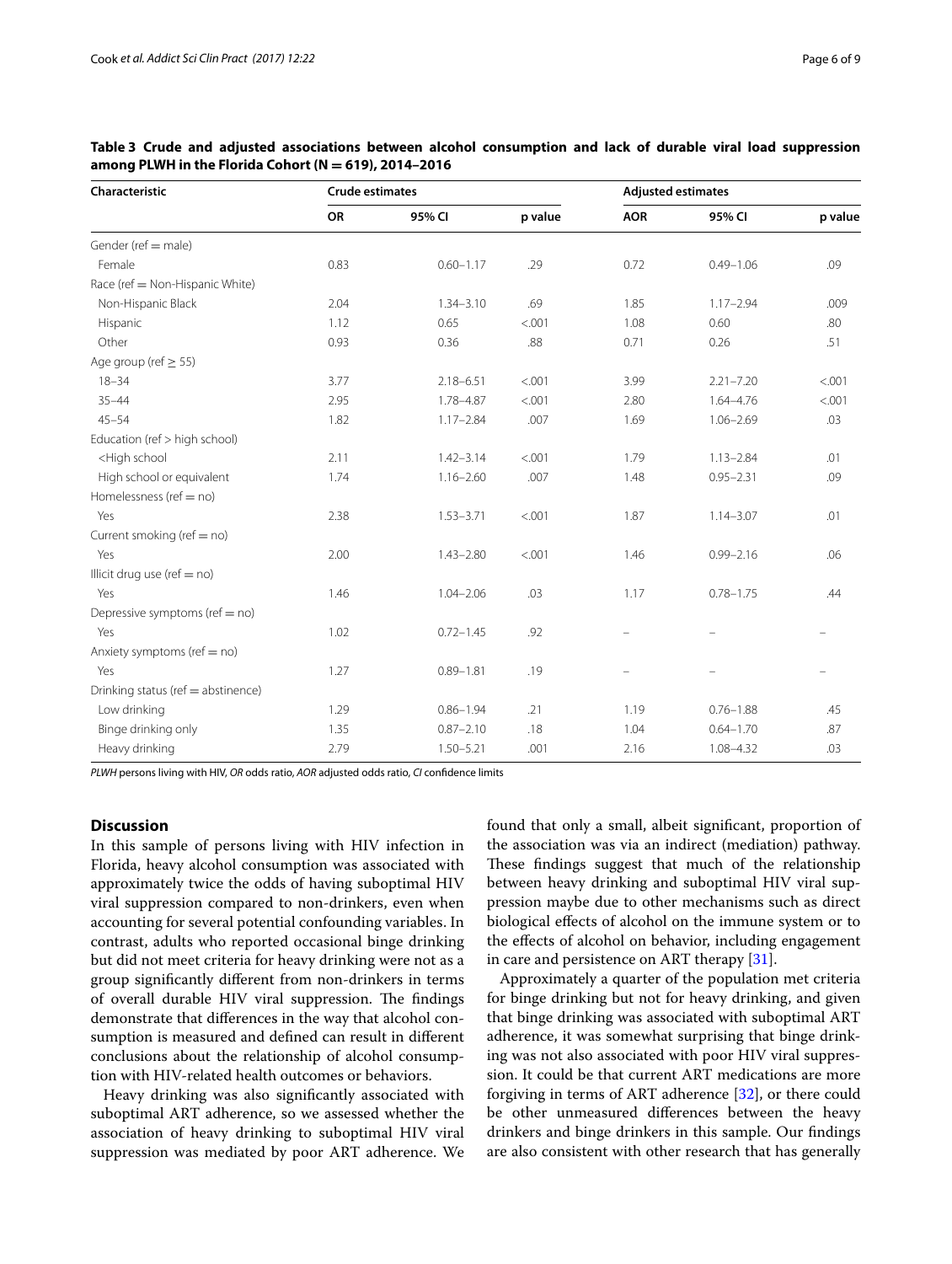**Table 3 Crude and adjusted associations between alcohol consumption and lack of durable viral load suppression among PLWH in the Florida Cohort (N = 619), 2014–2016**

| Characteristic | Crude estimates | | | Adjusted estimates | | |
|---|---|---|---|---|---|---|
| | OR | 95% CI | p value | AOR | 95% CI | p value |
| Gender (ref = male) | | | | | | |
| Female | 0.83 | 0.60–1.17 | .29 | 0.72 | 0.49–1.06 | .09 |
| Race (ref = Non-Hispanic White) | | | | | | |
| Non-Hispanic Black | 2.04 | 1.34–3.10 | .69 | 1.85 | 1.17–2.94 | .009 |
| Hispanic | 1.12 | 0.65 | <.001 | 1.08 | 0.60 | .80 |
| Other | 0.93 | 0.36 | .88 | 0.71 | 0.26 | .51 |
| Age group (ref ≥ 55) | | | | | | |
| 18–34 | 3.77 | 2.18–6.51 | <.001 | 3.99 | 2.21–7.20 | <.001 |
| 35–44 | 2.95 | 1.78–4.87 | <.001 | 2.80 | 1.64–4.76 | <.001 |
| 45–54 | 1.82 | 1.17–2.84 | .007 | 1.69 | 1.06–2.69 | .03 |
| Education (ref > high school) | | | | | | |
| <High school | 2.11 | 1.42–3.14 | <.001 | 1.79 | 1.13–2.84 | .01 |
| High school or equivalent | 1.74 | 1.16–2.60 | .007 | 1.48 | 0.95–2.31 | .09 |
| Homelessness (ref = no) | | | | | | |
| Yes | 2.38 | 1.53–3.71 | <.001 | 1.87 | 1.14–3.07 | .01 |
| Current smoking (ref = no) | | | | | | |
| Yes | 2.00 | 1.43–2.80 | <.001 | 1.46 | 0.99–2.16 | .06 |
| Illicit drug use (ref = no) | | | | | | |
| Yes | 1.46 | 1.04–2.06 | .03 | 1.17 | 0.78–1.75 | .44 |
| Depressive symptoms (ref = no) | | | | | | |
| Yes | 1.02 | 0.72–1.45 | .92 | – | – | – |
| Anxiety symptoms (ref = no) | | | | | | |
| Yes | 1.27 | 0.89–1.81 | .19 | – | – | – |
| Drinking status (ref = abstinence) | | | | | | |
| Low drinking | 1.29 | 0.86–1.94 | .21 | 1.19 | 0.76–1.88 | .45 |
| Binge drinking only | 1.35 | 0.87–2.10 | .18 | 1.04 | 0.64–1.70 | .87 |
| Heavy drinking | 2.79 | 1.50–5.21 | .001 | 2.16 | 1.08–4.32 | .03 |

*PLWH* persons living with HIV, *OR* odds ratio, *AOR* adjusted odds ratio, *CI* confidence limits

## Discussion

In this sample of persons living with HIV infection in Florida, heavy alcohol consumption was associated with approximately twice the odds of having suboptimal HIV viral suppression compared to non-drinkers, even when accounting for several potential confounding variables. In contrast, adults who reported occasional binge drinking but did not meet criteria for heavy drinking were not as a group significantly different from non-drinkers in terms of overall durable HIV viral suppression. The findings demonstrate that differences in the way that alcohol consumption is measured and defined can result in different conclusions about the relationship of alcohol consumption with HIV-related health outcomes or behaviors.

Heavy drinking was also significantly associated with suboptimal ART adherence, so we assessed whether the association of heavy drinking to suboptimal HIV viral suppression was mediated by poor ART adherence. We found that only a small, albeit significant, proportion of the association was via an indirect (mediation) pathway. These findings suggest that much of the relationship between heavy drinking and suboptimal HIV viral suppression maybe due to other mechanisms such as direct biological effects of alcohol on the immune system or to the effects of alcohol on behavior, including engagement in care and persistence on ART therapy [31].

Approximately a quarter of the population met criteria for binge drinking but not for heavy drinking, and given that binge drinking was associated with suboptimal ART adherence, it was somewhat surprising that binge drinking was not also associated with poor HIV viral suppression. It could be that current ART medications are more forgiving in terms of ART adherence [32], or there could be other unmeasured differences between the heavy drinkers and binge drinkers in this sample. Our findings are also consistent with other research that has generally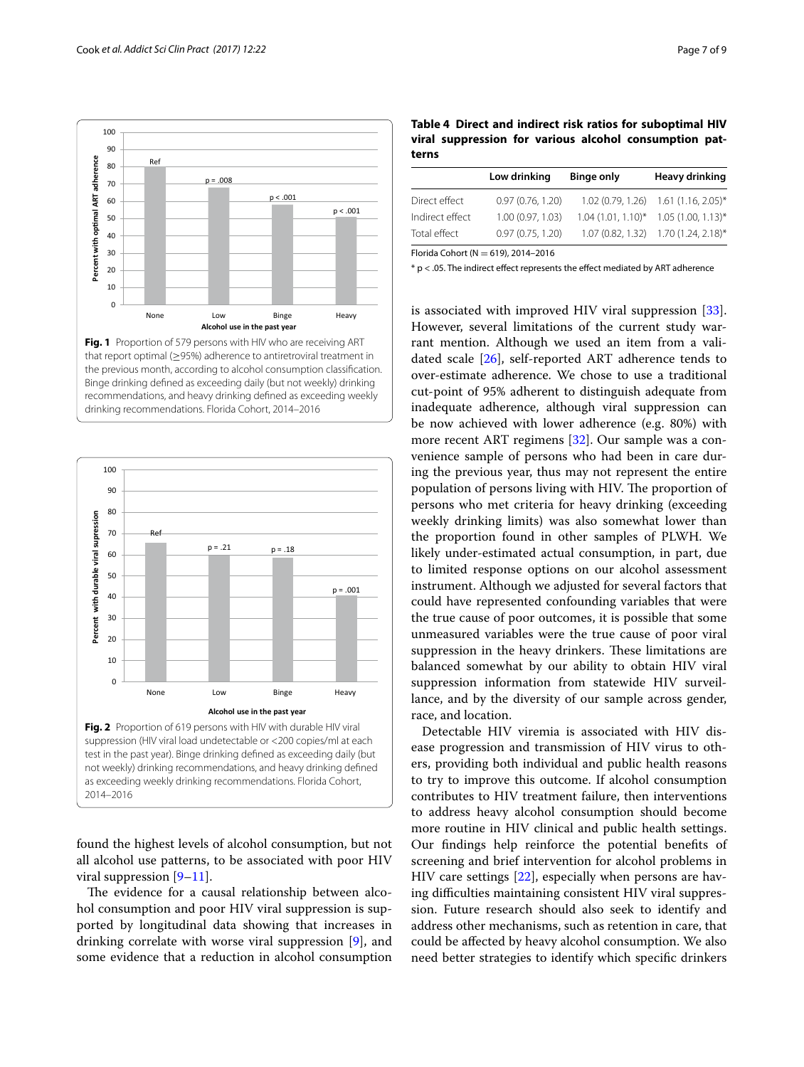Fig. 1 Proportion of 579 persons with HIV who are receiving ART that report optimal (≥95%) adherence to antiretroviral treatment in the previous month, according to alcohol consumption classification. Binge drinking defined as exceeding daily (but not weekly) drinking recommendations, and heavy drinking defined as exceeding weekly drinking recommendations. Florida Cohort, 2014–2016

Fig. 2 Proportion of 619 persons with HIV with durable HIV viral suppression (HIV viral load undetectable or <200 copies/ml at each test in the past year). Binge drinking defined as exceeding daily (but not weekly) drinking recommendations, and heavy drinking defined as exceeding weekly drinking recommendations. Florida Cohort, 2014–2016

found the highest levels of alcohol consumption, but not all alcohol use patterns, to be associated with poor HIV viral suppression [9–11].

The evidence for a causal relationship between alcohol consumption and poor HIV viral suppression is supported by longitudinal data showing that increases in drinking correlate with worse viral suppression [9], and some evidence that a reduction in alcohol consumption is associated with improved HIV viral suppression [33]. However, several limitations of the current study warrant mention. Although we used an item from a validated scale [26], self-reported ART adherence tends to over-estimate adherence. We chose to use a traditional cut-point of 95% adherent to distinguish adequate from inadequate adherence, although viral suppression can be now achieved with lower adherence (e.g. 80%) with more recent ART regimens [32]. Our sample was a convenience sample of persons who had been in care during the previous year, thus may not represent the entire population of persons living with HIV. The proportion of persons who met criteria for heavy drinking (exceeding weekly drinking limits) was also somewhat lower than the proportion found in other samples of PLWH. We likely under-estimated actual consumption, in part, due to limited response options on our alcohol assessment instrument. Although we adjusted for several factors that could have represented confounding variables that were the true cause of poor outcomes, it is possible that some unmeasured variables were the true cause of poor viral suppression in the heavy drinkers. These limitations are balanced somewhat by our ability to obtain HIV viral suppression information from statewide HIV surveillance, and by the diversity of our sample across gender, race, and location.

Detectable HIV viremia is associated with HIV disease progression and transmission of HIV virus to others, providing both individual and public health reasons to try to improve this outcome. If alcohol consumption contributes to HIV treatment failure, then interventions to address heavy alcohol consumption should become more routine in HIV clinical and public health settings. Our findings help reinforce the potential benefits of screening and brief intervention for alcohol problems in HIV care settings [22], especially when persons are having difficulties maintaining consistent HIV viral suppression. Future research should also seek to identify and address other mechanisms, such as retention in care, that could be affected by heavy alcohol consumption. We also need better strategies to identify which specific drinkers

**Table 4 Direct and indirect risk ratios for suboptimal HIV viral suppression for various alcohol consumption patterns**

| | Low drinking | Binge only | Heavy drinking |
|---|---|---|---|
| Direct effect | 0.97 (0.76, 1.20) | 1.02 (0.79, 1.26) | 1.61 (1.16, 2.05)* |
| Indirect effect | 1.00 (0.97, 1.03) | 1.04 (1.01, 1.10)* | 1.05 (1.00, 1.13)* |
| Total effect | 0.97 (0.75, 1.20) | 1.07 (0.82, 1.32) | 1.70 (1.24, 2.18)* |

Florida Cohort (N = 619), 2014–2016

* p < .05. The indirect effect represents the effect mediated by ART adherence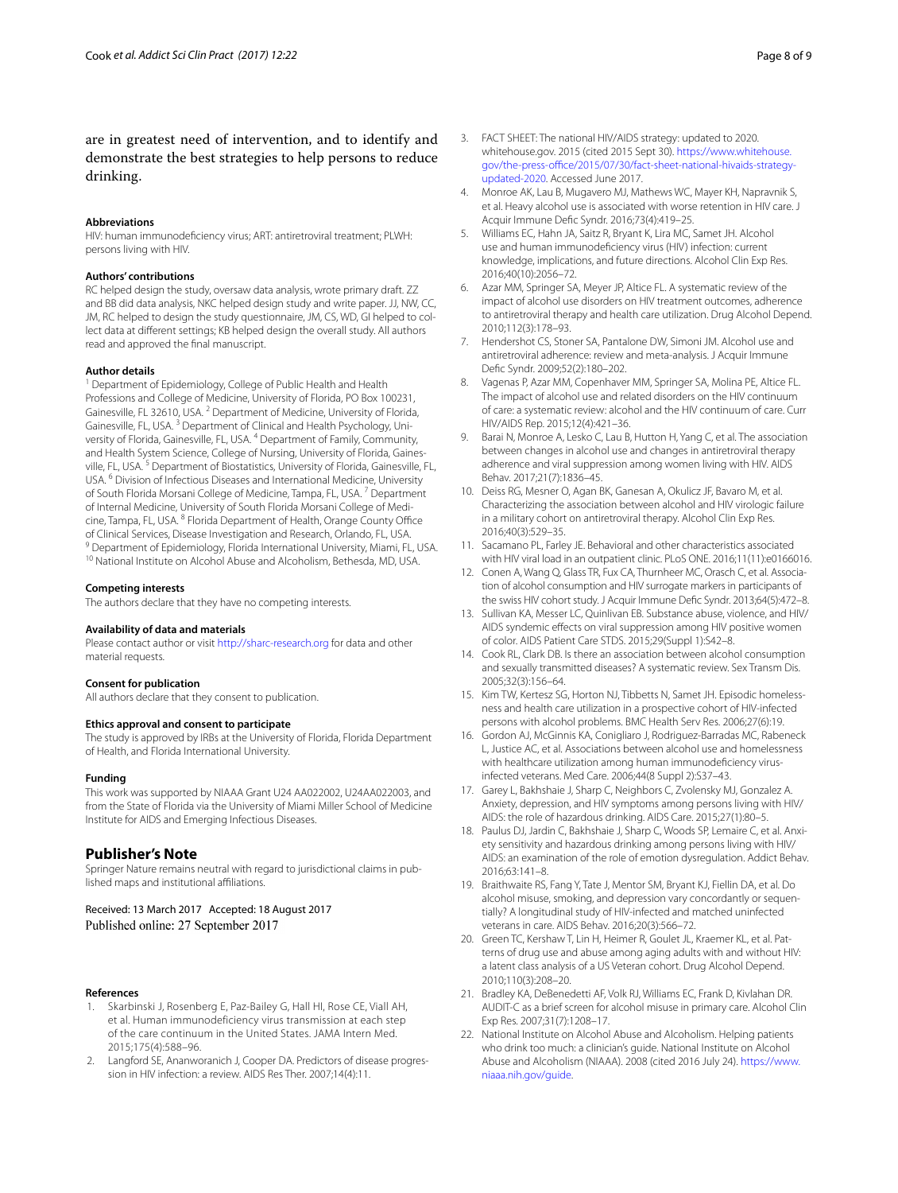are in greatest need of intervention, and to identify and demonstrate the best strategies to help persons to reduce drinking.

### Abbreviations
HIV: human immunodeficiency virus; ART: antiretroviral treatment; PLWH: persons living with HIV.

### Authors' contributions
RC helped design the study, oversaw data analysis, wrote primary draft. ZZ and BB did data analysis, NKC helped design study and write paper. JJ, NW, CC, JM, RC helped to design the study questionnaire, JM, CS, WD, GI helped to collect data at different settings; KB helped design the overall study. All authors read and approved the final manuscript.

### Author details
[1] Department of Epidemiology, College of Public Health and Health Professions and College of Medicine, University of Florida, PO Box 100231, Gainesville, FL 32610, USA. [2] Department of Medicine, University of Florida, Gainesville, FL, USA. [3] Department of Clinical and Health Psychology, University of Florida, Gainesville, FL, USA. [4] Department of Family, Community, and Health System Science, College of Nursing, University of Florida, Gainesville, FL, USA. [5] Department of Biostatistics, University of Florida, Gainesville, FL, USA. [6] Division of Infectious Diseases and International Medicine, University of South Florida Morsani College of Medicine, Tampa, FL, USA. [7] Department of Internal Medicine, University of South Florida Morsani College of Medicine, Tampa, FL, USA. [8] Florida Department of Health, Orange County Office of Clinical Services, Disease Investigation and Research, Orlando, FL, USA. [9] Department of Epidemiology, Florida International University, Miami, FL, USA. [10] National Institute on Alcohol Abuse and Alcoholism, Bethesda, MD, USA.

### Competing interests
The authors declare that they have no competing interests.

### Availability of data and materials
Please contact author or visit http://sharc-research.org for data and other material requests.

### Consent for publication
All authors declare that they consent to publication.

### Ethics approval and consent to participate
The study is approved by IRBs at the University of Florida, Florida Department of Health, and Florida International University.

### Funding
This work was supported by NIAAA Grant U24 AA022002, U24AA022003, and from the State of Florida via the University of Miami Miller School of Medicine Institute for AIDS and Emerging Infectious Diseases.

## Publisher's Note
Springer Nature remains neutral with regard to jurisdictional claims in published maps and institutional affiliations.

Received: 13 March 2017 Accepted: 18 August 2017
Published online: 27 September 2017

### References
1. Skarbinski J, Rosenberg E, Paz-Bailey G, Hall HI, Rose CE, Viall AH, et al. Human immunodeficiency virus transmission at each step of the care continuum in the United States. JAMA Intern Med. 2015;175(4):588–96.
2. Langford SE, Ananworanich J, Cooper DA. Predictors of disease progression in HIV infection: a review. AIDS Res Ther. 2007;14(4):11.
3. FACT SHEET: The national HIV/AIDS strategy: updated to 2020. whitehouse.gov. 2015 (cited 2015 Sept 30). https://www.whitehouse.gov/the-press-office/2015/07/30/fact-sheet-national-hivaids-strategy-updated-2020. Accessed June 2017.
4. Monroe AK, Lau B, Mugavero MJ, Mathews WC, Mayer KH, Napravnik S, et al. Heavy alcohol use is associated with worse retention in HIV care. J Acquir Immune Defic Syndr. 2016;73(4):419–25.
5. Williams EC, Hahn JA, Saitz R, Bryant K, Lira MC, Samet JH. Alcohol use and human immunodeficiency virus (HIV) infection: current knowledge, implications, and future directions. Alcohol Clin Exp Res. 2016;40(10):2056–72.
6. Azar MM, Springer SA, Meyer JP, Altice FL. A systematic review of the impact of alcohol use disorders on HIV treatment outcomes, adherence to antiretroviral therapy and health care utilization. Drug Alcohol Depend. 2010;112(3):178–93.
7. Hendershot CS, Stoner SA, Pantalone DW, Simoni JM. Alcohol use and antiretroviral adherence: review and meta-analysis. J Acquir Immune Defic Syndr. 2009;52(2):180–202.
8. Vagenas P, Azar MM, Copenhaver MM, Springer SA, Molina PE, Altice FL. The impact of alcohol use and related disorders on the HIV continuum of care: a systematic review: alcohol and the HIV continuum of care. Curr HIV/AIDS Rep. 2015;12(4):421–36.
9. Barai N, Monroe A, Lesko C, Lau B, Hutton H, Yang C, et al. The association between changes in alcohol use and changes in antiretroviral therapy adherence and viral suppression among women living with HIV. AIDS Behav. 2017;21(7):1836–45.
10. Deiss RG, Mesner O, Agan BK, Ganesan A, Okulicz JF, Bavaro M, et al. Characterizing the association between alcohol and HIV virologic failure in a military cohort on antiretroviral therapy. Alcohol Clin Exp Res. 2016;40(3):529–35.
11. Sacamano PL, Farley JE. Behavioral and other characteristics associated with HIV viral load in an outpatient clinic. PLoS ONE. 2016;11(11):e0166016.
12. Conen A, Wang Q, Glass TR, Fux CA, Thurnheer MC, Orasch C, et al. Association of alcohol consumption and HIV surrogate markers in participants of the swiss HIV cohort study. J Acquir Immune Defic Syndr. 2013;64(5):472–8.
13. Sullivan KA, Messer LC, Quinlivan EB. Substance abuse, violence, and HIV/AIDS syndemic effects on viral suppression among HIV positive women of color. AIDS Patient Care STDS. 2015;29(Suppl 1):S42–8.
14. Cook RL, Clark DB. Is there an association between alcohol consumption and sexually transmitted diseases? A systematic review. Sex Transm Dis. 2005;32(3):156–64.
15. Kim TW, Kertesz SG, Horton NJ, Tibbetts N, Samet JH. Episodic homelessness and health care utilization in a prospective cohort of HIV-infected persons with alcohol problems. BMC Health Serv Res. 2006;27(6):19.
16. Gordon AJ, McGinnis KA, Conigliaro J, Rodriguez-Barradas MC, Rabeneck L, Justice AC, et al. Associations between alcohol use and homelessness with healthcare utilization among human immunodeficiency virus-infected veterans. Med Care. 2006;44(8 Suppl 2):S37–43.
17. Garey L, Bakhshaie J, Sharp C, Neighbors C, Zvolensky MJ, Gonzalez A. Anxiety, depression, and HIV symptoms among persons living with HIV/AIDS: the role of hazardous drinking. AIDS Care. 2015;27(1):80–5.
18. Paulus DJ, Jardin C, Bakhshaie J, Sharp C, Woods SP, Lemaire C, et al. Anxiety sensitivity and hazardous drinking among persons living with HIV/AIDS: an examination of the role of emotion dysregulation. Addict Behav. 2016;63:141–8.
19. Braithwaite RS, Fang Y, Tate J, Mentor SM, Bryant KJ, Fiellin DA, et al. Do alcohol misuse, smoking, and depression vary concordantly or sequentially? A longitudinal study of HIV-infected and matched uninfected veterans in care. AIDS Behav. 2016;20(3):566–72.
20. Green TC, Kershaw T, Lin H, Heimer R, Goulet JL, Kraemer KL, et al. Patterns of drug use and abuse among aging adults with and without HIV: a latent class analysis of a US Veteran cohort. Drug Alcohol Depend. 2010;110(3):208–20.
21. Bradley KA, DeBenedetti AF, Volk RJ, Williams EC, Frank D, Kivlahan DR. AUDIT-C as a brief screen for alcohol misuse in primary care. Alcohol Clin Exp Res. 2007;31(7):1208–17.
22. National Institute on Alcohol Abuse and Alcoholism. Helping patients who drink too much: a clinician's guide. National Institute on Alcohol Abuse and Alcoholism (NIAAA). 2008 (cited 2016 July 24). https://www.niaaa.nih.gov/guide.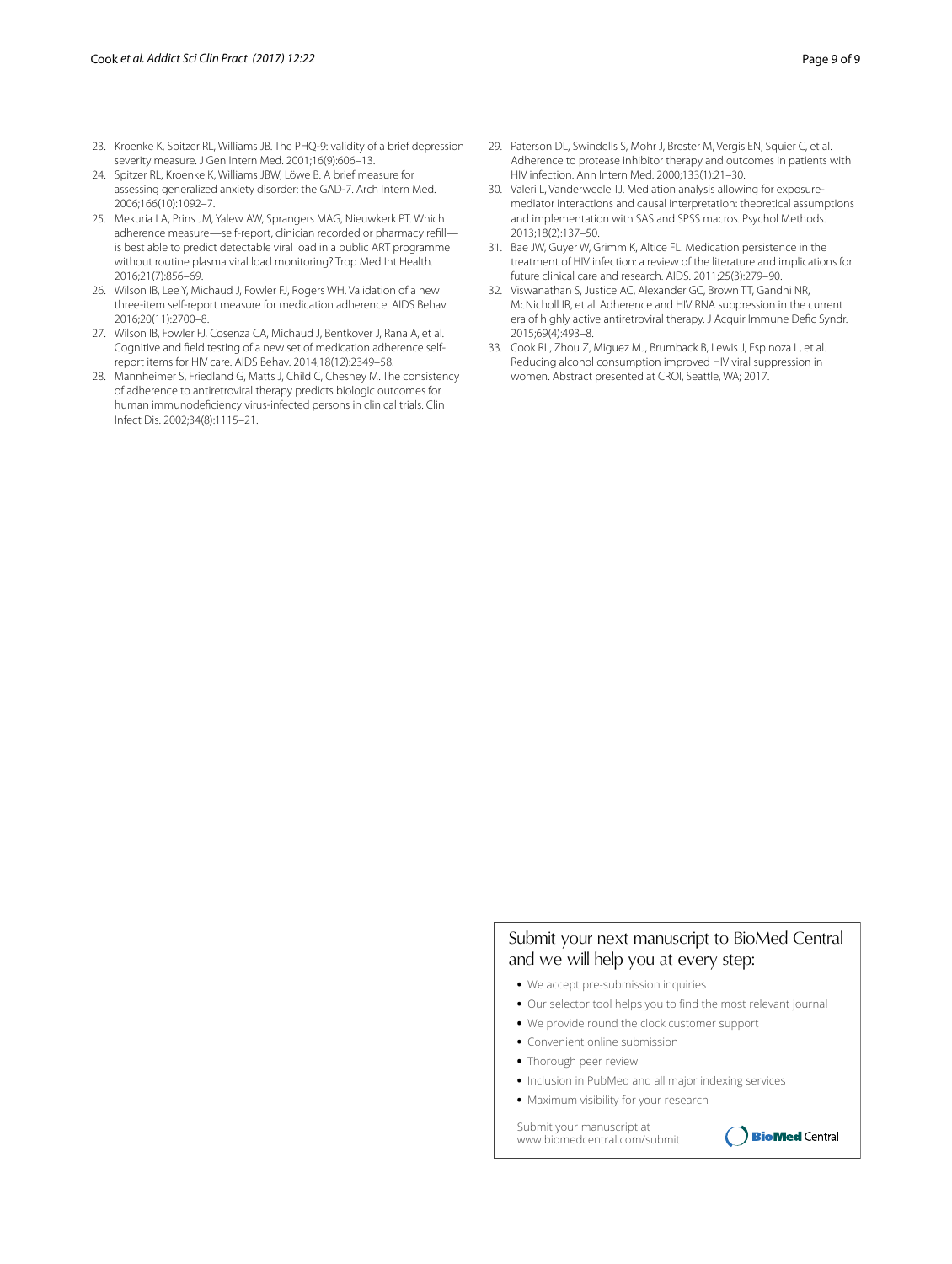23. Kroenke K, Spitzer RL, Williams JB. The PHQ-9: validity of a brief depression severity measure. J Gen Intern Med. 2001;16(9):606–13.
24. Spitzer RL, Kroenke K, Williams JBW, Löwe B. A brief measure for assessing generalized anxiety disorder: the GAD-7. Arch Intern Med. 2006;166(10):1092–7.
25. Mekuria LA, Prins JM, Yalew AW, Sprangers MAG, Nieuwkerk PT. Which adherence measure—self-report, clinician recorded or pharmacy refill—is best able to predict detectable viral load in a public ART programme without routine plasma viral load monitoring? Trop Med Int Health. 2016;21(7):856–69.
26. Wilson IB, Lee Y, Michaud J, Fowler FJ, Rogers WH. Validation of a new three-item self-report measure for medication adherence. AIDS Behav. 2016;20(11):2700–8.
27. Wilson IB, Fowler FJ, Cosenza CA, Michaud J, Bentkover J, Rana A, et al. Cognitive and field testing of a new set of medication adherence self-report items for HIV care. AIDS Behav. 2014;18(12):2349–58.
28. Mannheimer S, Friedland G, Matts J, Child C, Chesney M. The consistency of adherence to antiretroviral therapy predicts biologic outcomes for human immunodeficiency virus-infected persons in clinical trials. Clin Infect Dis. 2002;34(8):1115–21.
29. Paterson DL, Swindells S, Mohr J, Brester M, Vergis EN, Squier C, et al. Adherence to protease inhibitor therapy and outcomes in patients with HIV infection. Ann Intern Med. 2000;133(1):21–30.
30. Valeri L, Vanderweele TJ. Mediation analysis allowing for exposure-mediator interactions and causal interpretation: theoretical assumptions and implementation with SAS and SPSS macros. Psychol Methods. 2013;18(2):137–50.
31. Bae JW, Guyer W, Grimm K, Altice FL. Medication persistence in the treatment of HIV infection: a review of the literature and implications for future clinical care and research. AIDS. 2011;25(3):279–90.
32. Viswanathan S, Justice AC, Alexander GC, Brown TT, Gandhi NR, McNicholl IR, et al. Adherence and HIV RNA suppression in the current era of highly active antiretroviral therapy. J Acquir Immune Defic Syndr. 2015;69(4):493–8.
33. Cook RL, Zhou Z, Miguez MJ, Brumback B, Lewis J, Espinoza L, et al. Reducing alcohol consumption improved HIV viral suppression in women. Abstract presented at CROI, Seattle, WA; 2017.

Submit your next manuscript to BioMed Central and we will help you at every step:

- We accept pre-submission inquiries
- Our selector tool helps you to find the most relevant journal
- We provide round the clock customer support
- Convenient online submission
- Thorough peer review
- Inclusion in PubMed and all major indexing services
- Maximum visibility for your research

Submit your manuscript at
www.biomedcentral.com/submit

BioMed Central